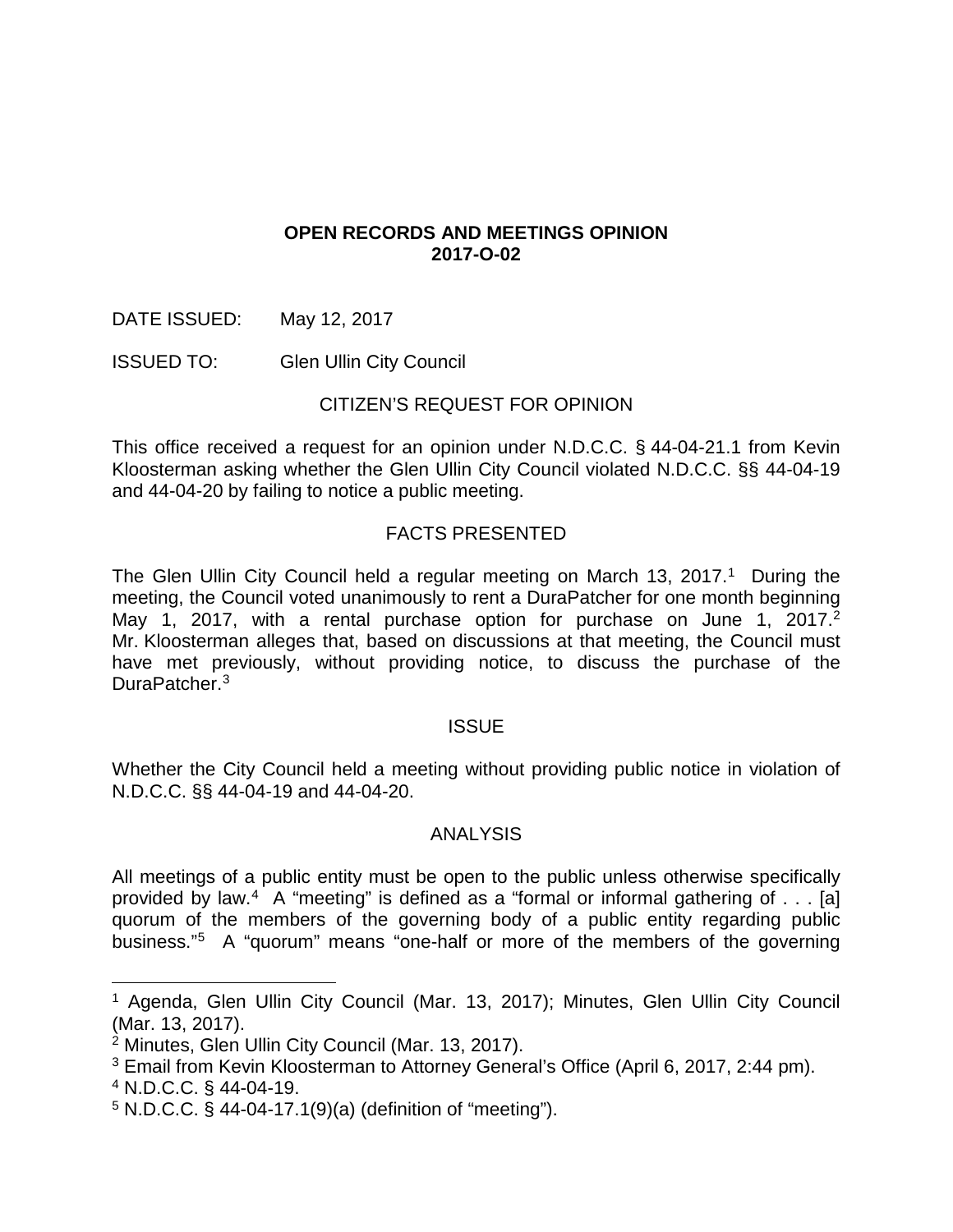**OPEN RECORDS AND MEETINGS OPINION**
**2017-O-02**

DATE ISSUED: May 12, 2017

ISSUED TO: Glen Ullin City Council

## CITIZEN'S REQUEST FOR OPINION

This office received a request for an opinion under N.D.C.C. § 44-04-21.1 from Kevin Kloosterman asking whether the Glen Ullin City Council violated N.D.C.C. §§ 44-04-19 and 44-04-20 by failing to notice a public meeting.

## FACTS PRESENTED

The Glen Ullin City Council held a regular meeting on March 13, 2017.[1] During the meeting, the Council voted unanimously to rent a DuraPatcher for one month beginning May 1, 2017, with a rental purchase option for purchase on June 1, 2017.[2] Mr. Kloosterman alleges that, based on discussions at that meeting, the Council must have met previously, without providing notice, to discuss the purchase of the DuraPatcher.[3]

## ISSUE

Whether the City Council held a meeting without providing public notice in violation of N.D.C.C. §§ 44-04-19 and 44-04-20.

## ANALYSIS

All meetings of a public entity must be open to the public unless otherwise specifically provided by law.[4] A "meeting" is defined as a "formal or informal gathering of . . . [a] quorum of the members of the governing body of a public entity regarding public business."[5] A "quorum" means "one-half or more of the members of the governing

---

[1] Agenda, Glen Ullin City Council (Mar. 13, 2017); Minutes, Glen Ullin City Council (Mar. 13, 2017).

[2] Minutes, Glen Ullin City Council (Mar. 13, 2017).

[3] Email from Kevin Kloosterman to Attorney General's Office (April 6, 2017, 2:44 pm).

[4] N.D.C.C. § 44-04-19.

[5] N.D.C.C. § 44-04-17.1(9)(a) (definition of "meeting").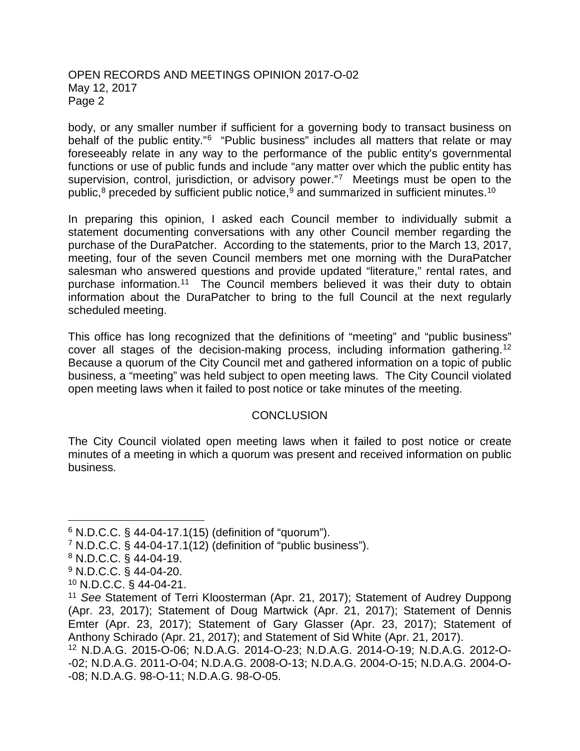body, or any smaller number if sufficient for a governing body to transact business on behalf of the public entity."[6] "Public business" includes all matters that relate or may foreseeably relate in any way to the performance of the public entity's governmental functions or use of public funds and include "any matter over which the public entity has supervision, control, jurisdiction, or advisory power."[7] Meetings must be open to the public,[8] preceded by sufficient public notice,[9] and summarized in sufficient minutes.[10]

In preparing this opinion, I asked each Council member to individually submit a statement documenting conversations with any other Council member regarding the purchase of the DuraPatcher. According to the statements, prior to the March 13, 2017, meeting, four of the seven Council members met one morning with the DuraPatcher salesman who answered questions and provide updated "literature," rental rates, and purchase information.[11] The Council members believed it was their duty to obtain information about the DuraPatcher to bring to the full Council at the next regularly scheduled meeting.

This office has long recognized that the definitions of "meeting" and "public business" cover all stages of the decision-making process, including information gathering.[12] Because a quorum of the City Council met and gathered information on a topic of public business, a "meeting" was held subject to open meeting laws. The City Council violated open meeting laws when it failed to post notice or take minutes of the meeting.

## CONCLUSION

The City Council violated open meeting laws when it failed to post notice or create minutes of a meeting in which a quorum was present and received information on public business.

---

[6] N.D.C.C. § 44-04-17.1(15) (definition of "quorum").

[7] N.D.C.C. § 44-04-17.1(12) (definition of "public business").

[8] N.D.C.C. § 44-04-19.

[9] N.D.C.C. § 44-04-20.

[10] N.D.C.C. § 44-04-21.

[11] *See* Statement of Terri Kloosterman (Apr. 21, 2017); Statement of Audrey Duppong (Apr. 23, 2017); Statement of Doug Martwick (Apr. 21, 2017); Statement of Dennis Emter (Apr. 23, 2017); Statement of Gary Glasser (Apr. 23, 2017); Statement of Anthony Schirado (Apr. 21, 2017); and Statement of Sid White (Apr. 21, 2017).

[12] N.D.A.G. 2015-O-06; N.D.A.G. 2014-O-23; N.D.A.G. 2014-O-19; N.D.A.G. 2012-O--02; N.D.A.G. 2011-O-04; N.D.A.G. 2008-O-13; N.D.A.G. 2004-O-15; N.D.A.G. 2004-O--08; N.D.A.G. 98-O-11; N.D.A.G. 98-O-05.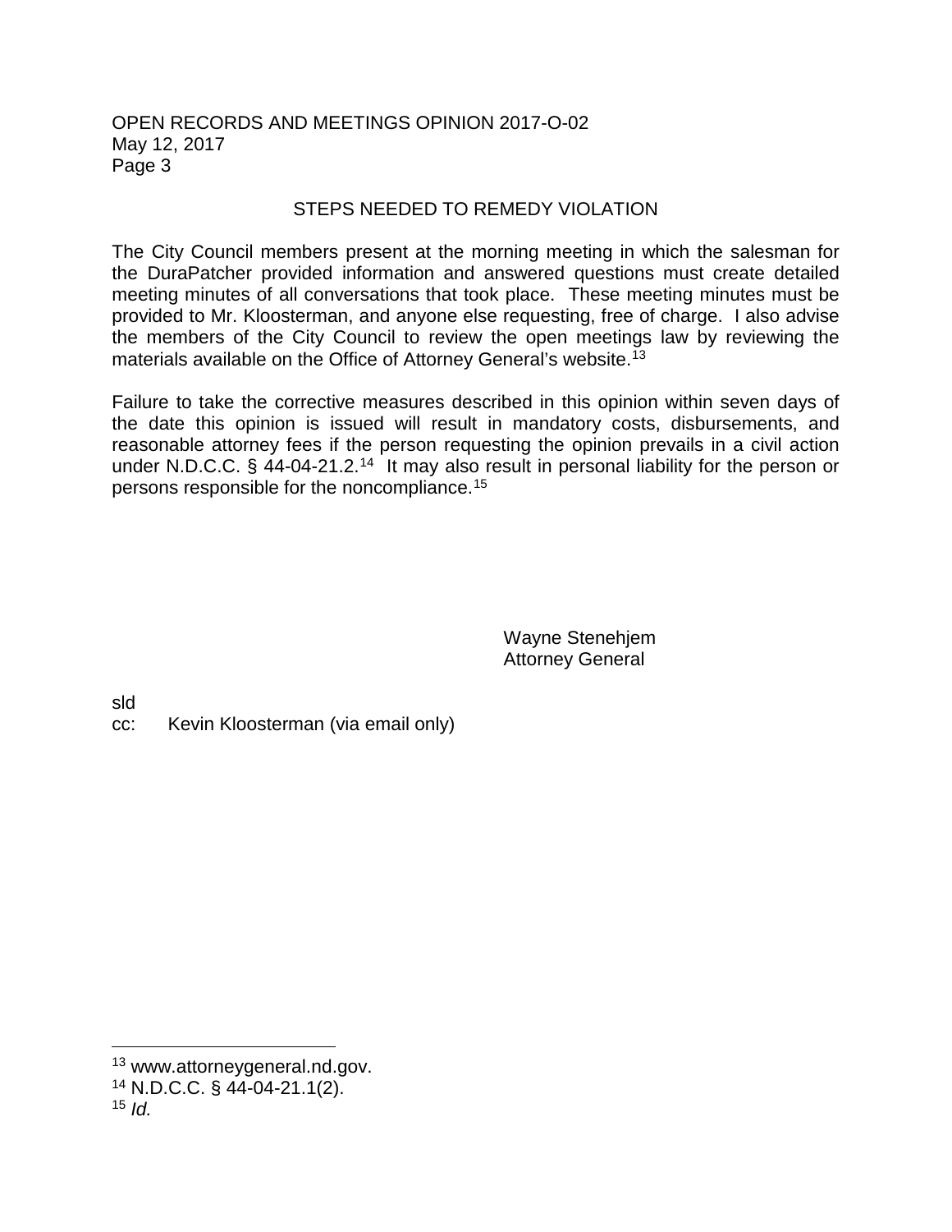## STEPS NEEDED TO REMEDY VIOLATION

The City Council members present at the morning meeting in which the salesman for the DuraPatcher provided information and answered questions must create detailed meeting minutes of all conversations that took place. These meeting minutes must be provided to Mr. Kloosterman, and anyone else requesting, free of charge. I also advise the members of the City Council to review the open meetings law by reviewing the materials available on the Office of Attorney General's website.[13]

Failure to take the corrective measures described in this opinion within seven days of the date this opinion is issued will result in mandatory costs, disbursements, and reasonable attorney fees if the person requesting the opinion prevails in a civil action under N.D.C.C. § 44-04-21.2.[14] It may also result in personal liability for the person or persons responsible for the noncompliance.[15]

Wayne Stenehjem
Attorney General

sld
cc: Kevin Kloosterman (via email only)

---

[13] www.attorneygeneral.nd.gov.
[14] N.D.C.C. § 44-04-21.1(2).
[15] *Id.*